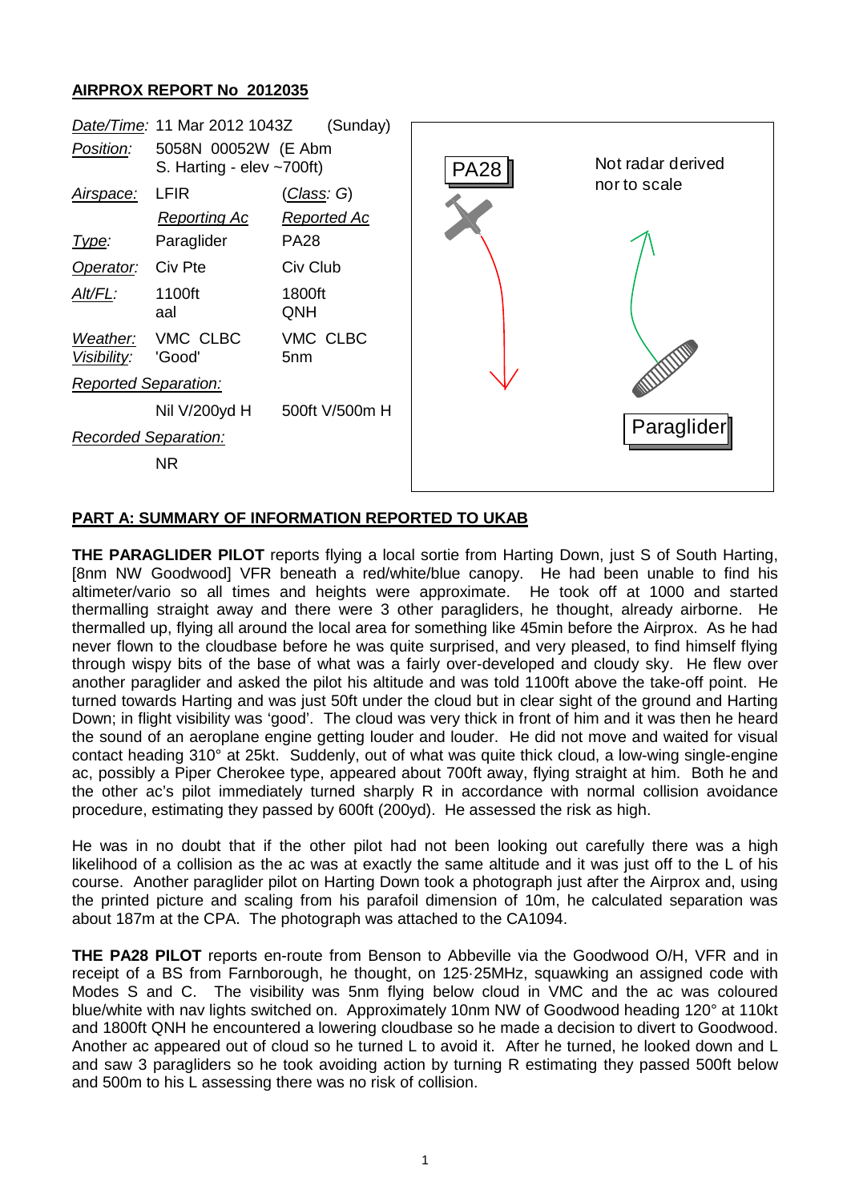## AIRPROX REPORT No 2012035

| | | |
|---|---|---|
| *Date/Time:* | 11 Mar 2012 1043Z | (Sunday) |
| *Position:* | 5058N 00052W (E Abm S. Harting - elev ~700ft) | |
| *Airspace:* | LFIR | (*Class*: G) |
| | *Reporting Ac* | *Reported Ac* |
| *Type:* | Paraglider | PA28 |
| *Operator:* | Civ Pte | Civ Club |
| *Alt/FL:* | 1100ft aal | 1800ft QNH |
| *Weather:* | VMC CLBC | VMC CLBC |
| *Visibility:* | 'Good' | 5nm |
| *Reported Separation:* | | |
| | Nil V/200yd H | 500ft V/500m H |
| *Recorded Separation:* | | |
| | NR | |

PA28

Not radar derived nor to scale

Paraglider

## PART A: SUMMARY OF INFORMATION REPORTED TO UKAB

**THE PARAGLIDER PILOT** reports flying a local sortie from Harting Down, just S of South Harting, [8nm NW Goodwood] VFR beneath a red/white/blue canopy. He had been unable to find his altimeter/vario so all times and heights were approximate. He took off at 1000 and started thermalling straight away and there were 3 other paragliders, he thought, already airborne. He thermalled up, flying all around the local area for something like 45min before the Airprox. As he had never flown to the cloudbase before he was quite surprised, and very pleased, to find himself flying through wispy bits of the base of what was a fairly over-developed and cloudy sky. He flew over another paraglider and asked the pilot his altitude and was told 1100ft above the take-off point. He turned towards Harting and was just 50ft under the cloud but in clear sight of the ground and Harting Down; in flight visibility was 'good'. The cloud was very thick in front of him and it was then he heard the sound of an aeroplane engine getting louder and louder. He did not move and waited for visual contact heading 310° at 25kt. Suddenly, out of what was quite thick cloud, a low-wing single-engine ac, possibly a Piper Cherokee type, appeared about 700ft away, flying straight at him. Both he and the other ac's pilot immediately turned sharply R in accordance with normal collision avoidance procedure, estimating they passed by 600ft (200yd). He assessed the risk as high.

He was in no doubt that if the other pilot had not been looking out carefully there was a high likelihood of a collision as the ac was at exactly the same altitude and it was just off to the L of his course. Another paraglider pilot on Harting Down took a photograph just after the Airprox and, using the printed picture and scaling from his parafoil dimension of 10m, he calculated separation was about 187m at the CPA. The photograph was attached to the CA1094.

**THE PA28 PILOT** reports en-route from Benson to Abbeville via the Goodwood O/H, VFR and in receipt of a BS from Farnborough, he thought, on 125·25MHz, squawking an assigned code with Modes S and C. The visibility was 5nm flying below cloud in VMC and the ac was coloured blue/white with nav lights switched on. Approximately 10nm NW of Goodwood heading 120° at 110kt and 1800ft QNH he encountered a lowering cloudbase so he made a decision to divert to Goodwood. Another ac appeared out of cloud so he turned L to avoid it. After he turned, he looked down and L and saw 3 paragliders so he took avoiding action by turning R estimating they passed 500ft below and 500m to his L assessing there was no risk of collision.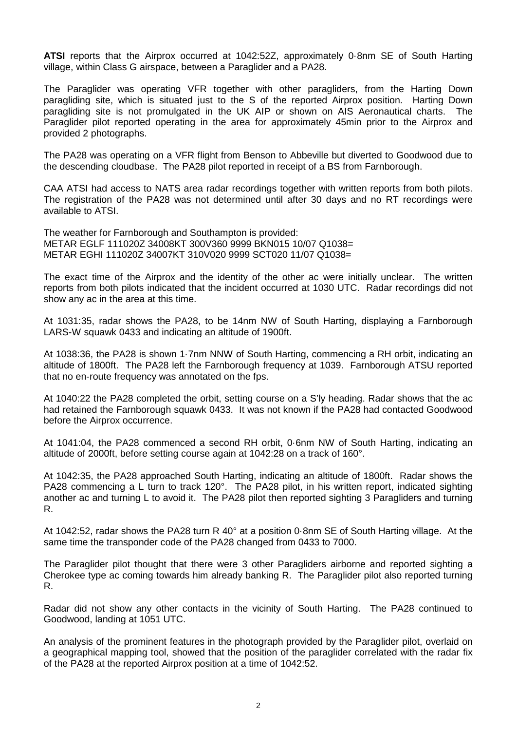**ATSI** reports that the Airprox occurred at 1042:52Z, approximately 0·8nm SE of South Harting village, within Class G airspace, between a Paraglider and a PA28.

The Paraglider was operating VFR together with other paragliders, from the Harting Down paragliding site, which is situated just to the S of the reported Airprox position. Harting Down paragliding site is not promulgated in the UK AIP or shown on AIS Aeronautical charts. The Paraglider pilot reported operating in the area for approximately 45min prior to the Airprox and provided 2 photographs.

The PA28 was operating on a VFR flight from Benson to Abbeville but diverted to Goodwood due to the descending cloudbase. The PA28 pilot reported in receipt of a BS from Farnborough.

CAA ATSI had access to NATS area radar recordings together with written reports from both pilots. The registration of the PA28 was not determined until after 30 days and no RT recordings were available to ATSI.

The weather for Farnborough and Southampton is provided:
METAR EGLF 111020Z 34008KT 300V360 9999 BKN015 10/07 Q1038=
METAR EGHI 111020Z 34007KT 310V020 9999 SCT020 11/07 Q1038=

The exact time of the Airprox and the identity of the other ac were initially unclear. The written reports from both pilots indicated that the incident occurred at 1030 UTC. Radar recordings did not show any ac in the area at this time.

At 1031:35, radar shows the PA28, to be 14nm NW of South Harting, displaying a Farnborough LARS-W squawk 0433 and indicating an altitude of 1900ft.

At 1038:36, the PA28 is shown 1·7nm NNW of South Harting, commencing a RH orbit, indicating an altitude of 1800ft. The PA28 left the Farnborough frequency at 1039. Farnborough ATSU reported that no en-route frequency was annotated on the fps.

At 1040:22 the PA28 completed the orbit, setting course on a S'ly heading. Radar shows that the ac had retained the Farnborough squawk 0433. It was not known if the PA28 had contacted Goodwood before the Airprox occurrence.

At 1041:04, the PA28 commenced a second RH orbit, 0·6nm NW of South Harting, indicating an altitude of 2000ft, before setting course again at 1042:28 on a track of 160°.

At 1042:35, the PA28 approached South Harting, indicating an altitude of 1800ft. Radar shows the PA28 commencing a L turn to track 120°. The PA28 pilot, in his written report, indicated sighting another ac and turning L to avoid it. The PA28 pilot then reported sighting 3 Paragliders and turning R.

At 1042:52, radar shows the PA28 turn R 40° at a position 0·8nm SE of South Harting village. At the same time the transponder code of the PA28 changed from 0433 to 7000.

The Paraglider pilot thought that there were 3 other Paragliders airborne and reported sighting a Cherokee type ac coming towards him already banking R. The Paraglider pilot also reported turning R.

Radar did not show any other contacts in the vicinity of South Harting. The PA28 continued to Goodwood, landing at 1051 UTC.

An analysis of the prominent features in the photograph provided by the Paraglider pilot, overlaid on a geographical mapping tool, showed that the position of the paraglider correlated with the radar fix of the PA28 at the reported Airprox position at a time of 1042:52.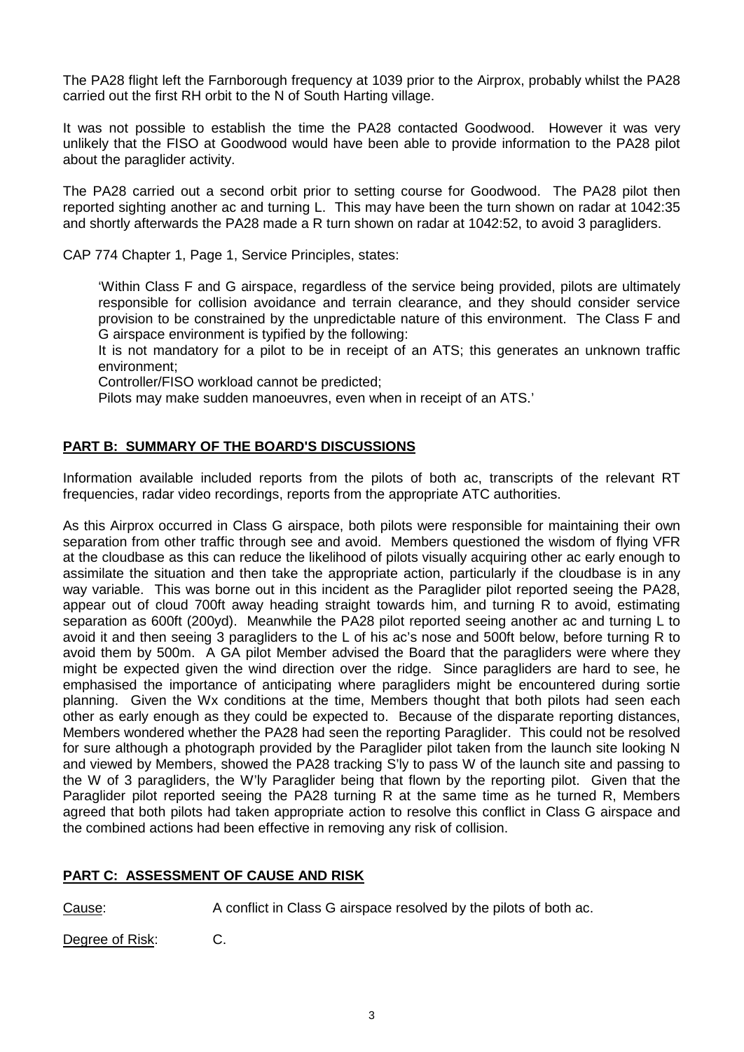The PA28 flight left the Farnborough frequency at 1039 prior to the Airprox, probably whilst the PA28 carried out the first RH orbit to the N of South Harting village.

It was not possible to establish the time the PA28 contacted Goodwood. However it was very unlikely that the FISO at Goodwood would have been able to provide information to the PA28 pilot about the paraglider activity.

The PA28 carried out a second orbit prior to setting course for Goodwood. The PA28 pilot then reported sighting another ac and turning L. This may have been the turn shown on radar at 1042:35 and shortly afterwards the PA28 made a R turn shown on radar at 1042:52, to avoid 3 paragliders.

CAP 774 Chapter 1, Page 1, Service Principles, states:

> 'Within Class F and G airspace, regardless of the service being provided, pilots are ultimately responsible for collision avoidance and terrain clearance, and they should consider service provision to be constrained by the unpredictable nature of this environment. The Class F and G airspace environment is typified by the following:
>
> It is not mandatory for a pilot to be in receipt of an ATS; this generates an unknown traffic environment;
>
> Controller/FISO workload cannot be predicted;
>
> Pilots may make sudden manoeuvres, even when in receipt of an ATS.'

## PART B: SUMMARY OF THE BOARD'S DISCUSSIONS

Information available included reports from the pilots of both ac, transcripts of the relevant RT frequencies, radar video recordings, reports from the appropriate ATC authorities.

As this Airprox occurred in Class G airspace, both pilots were responsible for maintaining their own separation from other traffic through see and avoid. Members questioned the wisdom of flying VFR at the cloudbase as this can reduce the likelihood of pilots visually acquiring other ac early enough to assimilate the situation and then take the appropriate action, particularly if the cloudbase is in any way variable. This was borne out in this incident as the Paraglider pilot reported seeing the PA28, appear out of cloud 700ft away heading straight towards him, and turning R to avoid, estimating separation as 600ft (200yd). Meanwhile the PA28 pilot reported seeing another ac and turning L to avoid it and then seeing 3 paragliders to the L of his ac's nose and 500ft below, before turning R to avoid them by 500m. A GA pilot Member advised the Board that the paragliders were where they might be expected given the wind direction over the ridge. Since paragliders are hard to see, he emphasised the importance of anticipating where paragliders might be encountered during sortie planning. Given the Wx conditions at the time, Members thought that both pilots had seen each other as early enough as they could be expected to. Because of the disparate reporting distances, Members wondered whether the PA28 had seen the reporting Paraglider. This could not be resolved for sure although a photograph provided by the Paraglider pilot taken from the launch site looking N and viewed by Members, showed the PA28 tracking S'ly to pass W of the launch site and passing to the W of 3 paragliders, the W'ly Paraglider being that flown by the reporting pilot. Given that the Paraglider pilot reported seeing the PA28 turning R at the same time as he turned R, Members agreed that both pilots had taken appropriate action to resolve this conflict in Class G airspace and the combined actions had been effective in removing any risk of collision.

## PART C: ASSESSMENT OF CAUSE AND RISK

Cause: A conflict in Class G airspace resolved by the pilots of both ac.

Degree of Risk: C.